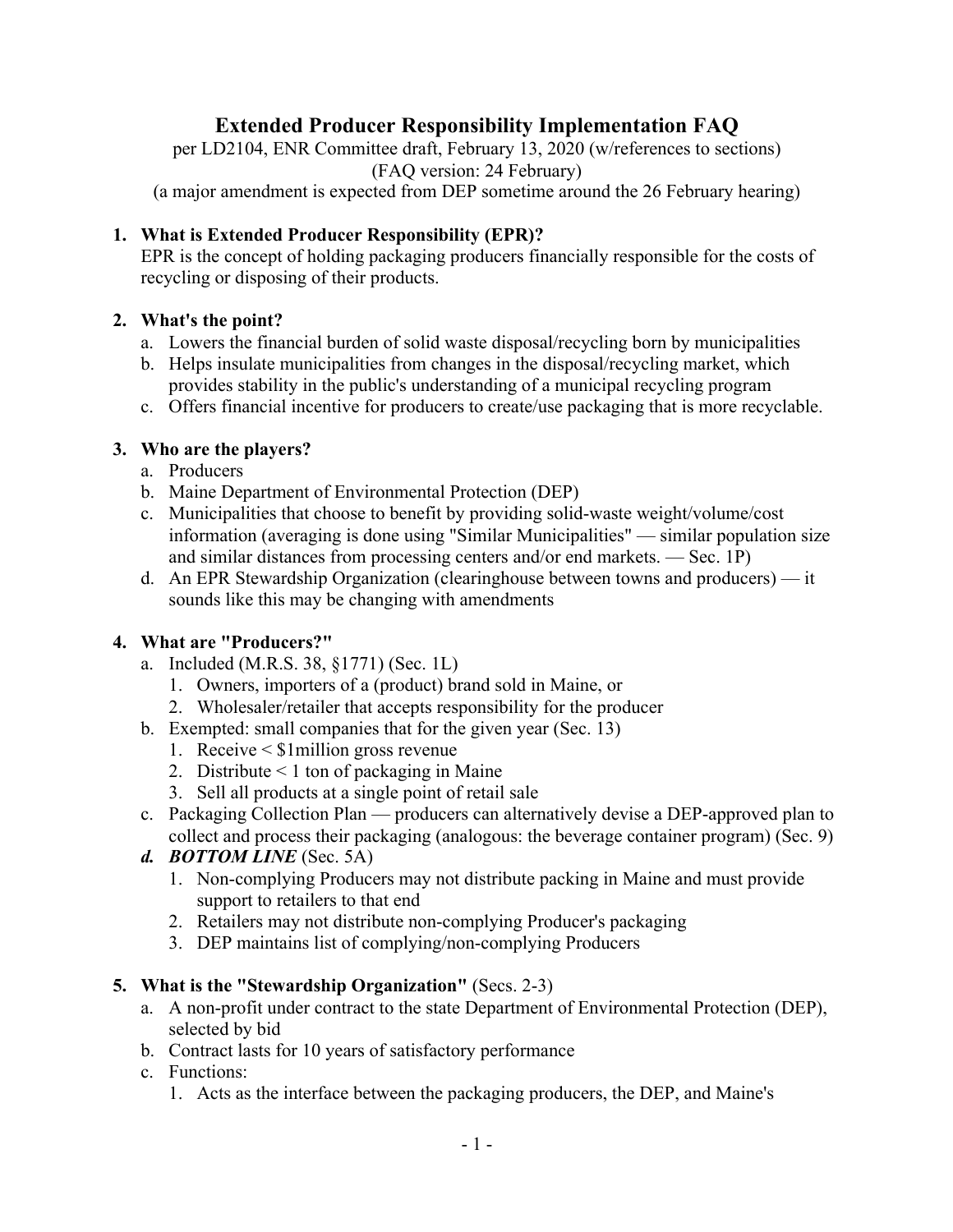# Extended Producer Responsibility Implementation FAQ

per LD2104, ENR Committee draft, February 13, 2020 (w/references to sections)
(FAQ version: 24 February)
(a major amendment is expected from DEP sometime around the 26 February hearing)

1. **What is Extended Producer Responsibility (EPR)?**
   EPR is the concept of holding packaging producers financially responsible for the costs of recycling or disposing of their products.

2. **What's the point?**
   a. Lowers the financial burden of solid waste disposal/recycling born by municipalities
   b. Helps insulate municipalities from changes in the disposal/recycling market, which provides stability in the public's understanding of a municipal recycling program
   c. Offers financial incentive for producers to create/use packaging that is more recyclable.

3. **Who are the players?**
   a. Producers
   b. Maine Department of Environmental Protection (DEP)
   c. Municipalities that choose to benefit by providing solid-waste weight/volume/cost information (averaging is done using "Similar Municipalities" — similar population size and similar distances from processing centers and/or end markets. — Sec. 1P)
   d. An EPR Stewardship Organization (clearinghouse between towns and producers) — it sounds like this may be changing with amendments

4. **What are "Producers?"**
   a. Included (M.R.S. 38, §1771) (Sec. 1L)
      1. Owners, importers of a (product) brand sold in Maine, or
      2. Wholesaler/retailer that accepts responsibility for the producer
   b. Exempted: small companies that for the given year (Sec. 13)
      1. Receive < $1million gross revenue
      2. Distribute < 1 ton of packaging in Maine
      3. Sell all products at a single point of retail sale
   c. Packaging Collection Plan — producers can alternatively devise a DEP-approved plan to collect and process their packaging (analogous: the beverage container program) (Sec. 9)
   ***d. BOTTOM LINE*** (Sec. 5A)
      1. Non-complying Producers may not distribute packing in Maine and must provide support to retailers to that end
      2. Retailers may not distribute non-complying Producer's packaging
      3. DEP maintains list of complying/non-complying Producers

5. **What is the "Stewardship Organization"** (Secs. 2-3)
   a. A non-profit under contract to the state Department of Environmental Protection (DEP), selected by bid
   b. Contract lasts for 10 years of satisfactory performance
   c. Functions:
      1. Acts as the interface between the packaging producers, the DEP, and Maine's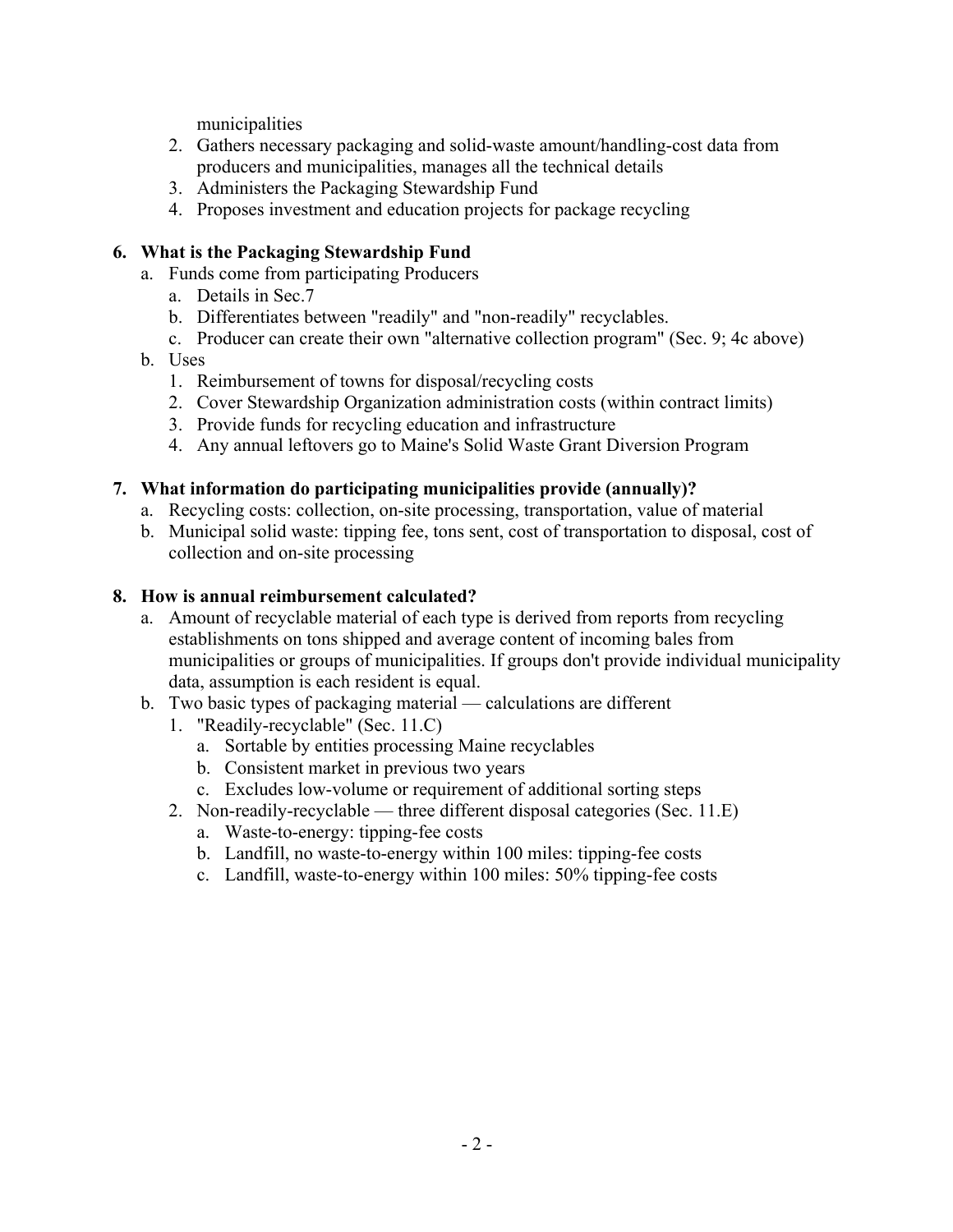municipalities
2. Gathers necessary packaging and solid-waste amount/handling-cost data from producers and municipalities, manages all the technical details
3. Administers the Packaging Stewardship Fund
4. Proposes investment and education projects for package recycling

**6. What is the Packaging Stewardship Fund**

- a. Funds come from participating Producers
  - a. Details in Sec.7
  - b. Differentiates between "readily" and "non-readily" recyclables.
  - c. Producer can create their own "alternative collection program" (Sec. 9; 4c above)
- b. Uses
  1. Reimbursement of towns for disposal/recycling costs
  2. Cover Stewardship Organization administration costs (within contract limits)
  3. Provide funds for recycling education and infrastructure
  4. Any annual leftovers go to Maine's Solid Waste Grant Diversion Program

**7. What information do participating municipalities provide (annually)?**

- a. Recycling costs: collection, on-site processing, transportation, value of material
- b. Municipal solid waste: tipping fee, tons sent, cost of transportation to disposal, cost of collection and on-site processing

**8. How is annual reimbursement calculated?**

- a. Amount of recyclable material of each type is derived from reports from recycling establishments on tons shipped and average content of incoming bales from municipalities or groups of municipalities. If groups don't provide individual municipality data, assumption is each resident is equal.
- b. Two basic types of packaging material — calculations are different
  1. "Readily-recyclable" (Sec. 11.C)
     - a. Sortable by entities processing Maine recyclables
     - b. Consistent market in previous two years
     - c. Excludes low-volume or requirement of additional sorting steps
  2. Non-readily-recyclable — three different disposal categories (Sec. 11.E)
     - a. Waste-to-energy: tipping-fee costs
     - b. Landfill, no waste-to-energy within 100 miles: tipping-fee costs
     - c. Landfill, waste-to-energy within 100 miles: 50% tipping-fee costs